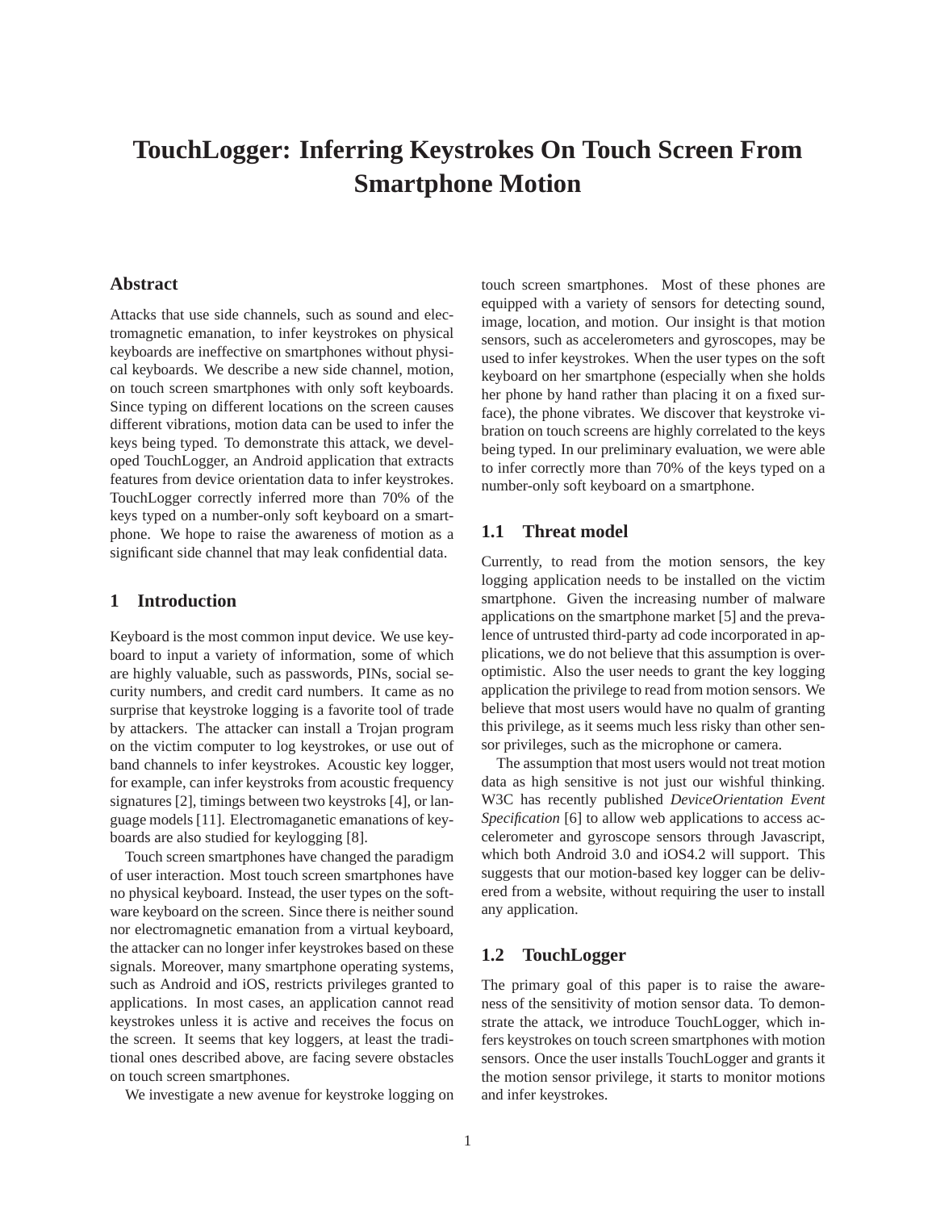# TouchLogger: Inferring Keystrokes On Touch Screen From Smartphone Motion

## Abstract

Attacks that use side channels, such as sound and electromagnetic emanation, to infer keystrokes on physical keyboards are ineffective on smartphones without physical keyboards. We describe a new side channel, motion, on touch screen smartphones with only soft keyboards. Since typing on different locations on the screen causes different vibrations, motion data can be used to infer the keys being typed. To demonstrate this attack, we developed TouchLogger, an Android application that extracts features from device orientation data to infer keystrokes. TouchLogger correctly inferred more than 70% of the keys typed on a number-only soft keyboard on a smartphone. We hope to raise the awareness of motion as a significant side channel that may leak confidential data.

## 1 Introduction

Keyboard is the most common input device. We use keyboard to input a variety of information, some of which are highly valuable, such as passwords, PINs, social security numbers, and credit card numbers. It came as no surprise that keystroke logging is a favorite tool of trade by attackers. The attacker can install a Trojan program on the victim computer to log keystrokes, or use out of band channels to infer keystrokes. Acoustic key logger, for example, can infer keystroks from acoustic frequency signatures [2], timings between two keystroks [4], or language models [11]. Electromaganetic emanations of keyboards are also studied for keylogging [8].

Touch screen smartphones have changed the paradigm of user interaction. Most touch screen smartphones have no physical keyboard. Instead, the user types on the software keyboard on the screen. Since there is neither sound nor electromagnetic emanation from a virtual keyboard, the attacker can no longer infer keystrokes based on these signals. Moreover, many smartphone operating systems, such as Android and iOS, restricts privileges granted to applications. In most cases, an application cannot read keystrokes unless it is active and receives the focus on the screen. It seems that key loggers, at least the traditional ones described above, are facing severe obstacles on touch screen smartphones.

We investigate a new avenue for keystroke logging on touch screen smartphones. Most of these phones are equipped with a variety of sensors for detecting sound, image, location, and motion. Our insight is that motion sensors, such as accelerometers and gyroscopes, may be used to infer keystrokes. When the user types on the soft keyboard on her smartphone (especially when she holds her phone by hand rather than placing it on a fixed surface), the phone vibrates. We discover that keystroke vibration on touch screens are highly correlated to the keys being typed. In our preliminary evaluation, we were able to infer correctly more than 70% of the keys typed on a number-only soft keyboard on a smartphone.

### 1.1 Threat model

Currently, to read from the motion sensors, the key logging application needs to be installed on the victim smartphone. Given the increasing number of malware applications on the smartphone market [5] and the prevalence of untrusted third-party ad code incorporated in applications, we do not believe that this assumption is overoptimistic. Also the user needs to grant the key logging application the privilege to read from motion sensors. We believe that most users would have no qualm of granting this privilege, as it seems much less risky than other sensor privileges, such as the microphone or camera.

The assumption that most users would not treat motion data as high sensitive is not just our wishful thinking. W3C has recently published *DeviceOrientation Event Specification* [6] to allow web applications to access accelerometer and gyroscope sensors through Javascript, which both Android 3.0 and iOS4.2 will support. This suggests that our motion-based key logger can be delivered from a website, without requiring the user to install any application.

### 1.2 TouchLogger

The primary goal of this paper is to raise the awareness of the sensitivity of motion sensor data. To demonstrate the attack, we introduce TouchLogger, which infers keystrokes on touch screen smartphones with motion sensors. Once the user installs TouchLogger and grants it the motion sensor privilege, it starts to monitor motions and infer keystrokes.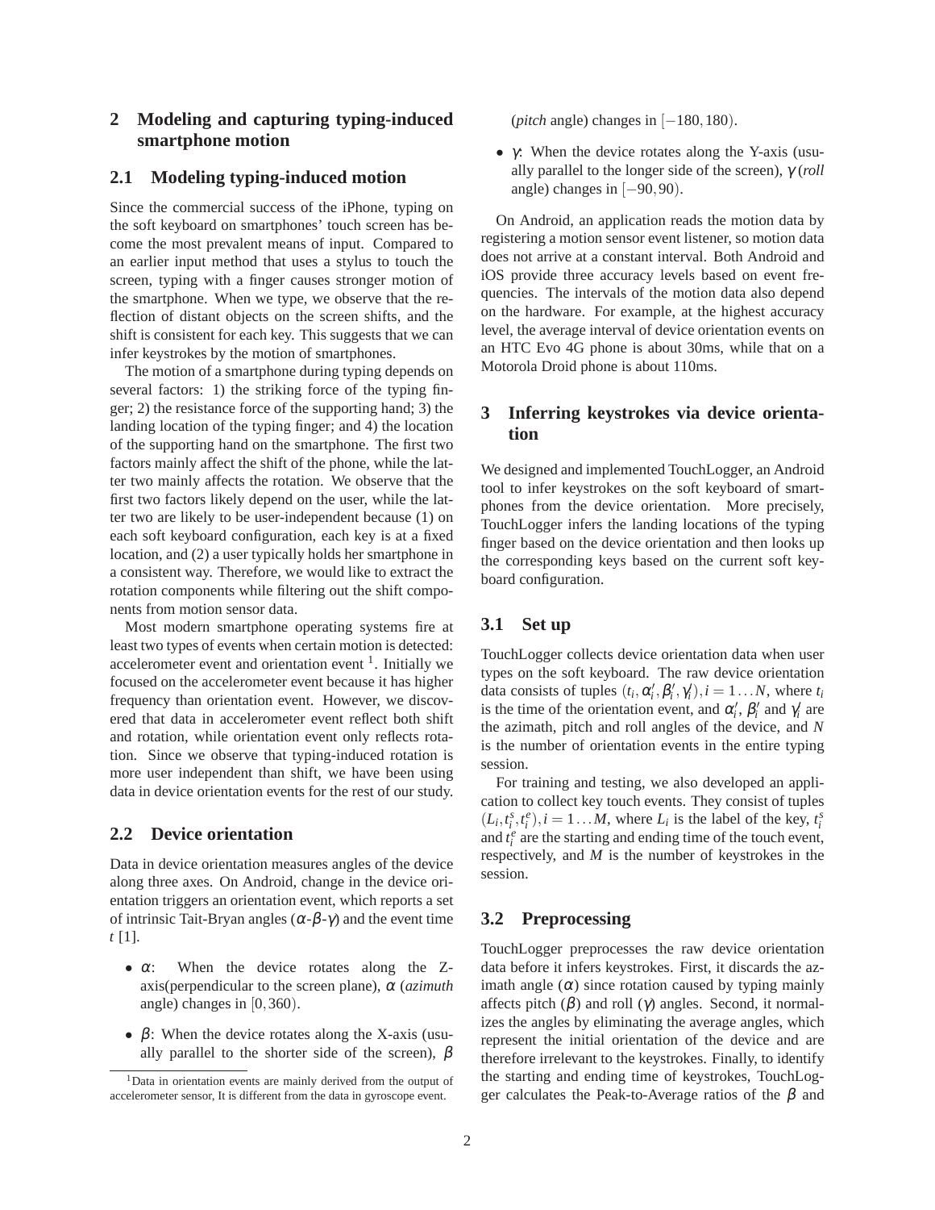## 2 Modeling and capturing typing-induced smartphone motion

### 2.1 Modeling typing-induced motion

Since the commercial success of the iPhone, typing on the soft keyboard on smartphones' touch screen has become the most prevalent means of input. Compared to an earlier input method that uses a stylus to touch the screen, typing with a finger causes stronger motion of the smartphone. When we type, we observe that the reflection of distant objects on the screen shifts, and the shift is consistent for each key. This suggests that we can infer keystrokes by the motion of smartphones.

The motion of a smartphone during typing depends on several factors: 1) the striking force of the typing finger; 2) the resistance force of the supporting hand; 3) the landing location of the typing finger; and 4) the location of the supporting hand on the smartphone. The first two factors mainly affect the shift of the phone, while the latter two mainly affects the rotation. We observe that the first two factors likely depend on the user, while the latter two are likely to be user-independent because (1) on each soft keyboard configuration, each key is at a fixed location, and (2) a user typically holds her smartphone in a consistent way. Therefore, we would like to extract the rotation components while filtering out the shift components from motion sensor data.

Most modern smartphone operating systems fire at least two types of events when certain motion is detected: accelerometer event and orientation event [1]. Initially we focused on the accelerometer event because it has higher frequency than orientation event. However, we discovered that data in accelerometer event reflect both shift and rotation, while orientation event only reflects rotation. Since we observe that typing-induced rotation is more user independent than shift, we have been using data in device orientation events for the rest of our study.

### 2.2 Device orientation

Data in device orientation measures angles of the device along three axes. On Android, change in the device orientation triggers an orientation event, which reports a set of intrinsic Tait-Bryan angles ($\alpha$-$\beta$-$\gamma$) and the event time $t$ [1].

- $\alpha$: When the device rotates along the Z-axis(perpendicular to the screen plane), $\alpha$ (*azimuth* angle) changes in $[0,360)$.
- $\beta$: When the device rotates along the X-axis (usually parallel to the shorter side of the screen), $\beta$ (*pitch* angle) changes in $[-180,180)$.
- $\gamma$: When the device rotates along the Y-axis (usually parallel to the longer side of the screen), $\gamma$ (*roll* angle) changes in $[-90,90)$.

On Android, an application reads the motion data by registering a motion sensor event listener, so motion data does not arrive at a constant interval. Both Android and iOS provide three accuracy levels based on event frequencies. The intervals of the motion data also depend on the hardware. For example, at the highest accuracy level, the average interval of device orientation events on an HTC Evo 4G phone is about 30ms, while that on a Motorola Droid phone is about 110ms.

[1] Data in orientation events are mainly derived from the output of accelerometer sensor, It is different from the data in gyroscope event.

## 3 Inferring keystrokes via device orientation

We designed and implemented TouchLogger, an Android tool to infer keystrokes on the soft keyboard of smartphones from the device orientation. More precisely, TouchLogger infers the landing locations of the typing finger based on the device orientation and then looks up the corresponding keys based on the current soft keyboard configuration.

### 3.1 Set up

TouchLogger collects device orientation data when user types on the soft keyboard. The raw device orientation data consists of tuples $(t_i, \alpha'_i, \beta'_i, \gamma'_i), i = 1 \ldots N$, where $t_i$ is the time of the orientation event, and $\alpha'_i$, $\beta'_i$ and $\gamma'_i$ are the azimath, pitch and roll angles of the device, and $N$ is the number of orientation events in the entire typing session.

For training and testing, we also developed an application to collect key touch events. They consist of tuples $(L_i, t^s_i, t^e_i), i = 1 \ldots M$, where $L_i$ is the label of the key, $t^s_i$ and $t^e_i$ are the starting and ending time of the touch event, respectively, and $M$ is the number of keystrokes in the session.

### 3.2 Preprocessing

TouchLogger preprocesses the raw device orientation data before it infers keystrokes. First, it discards the azimath angle ($\alpha$) since rotation caused by typing mainly affects pitch ($\beta$) and roll ($\gamma$) angles. Second, it normalizes the angles by eliminating the average angles, which represent the initial orientation of the device and are therefore irrelevant to the keystrokes. Finally, to identify the starting and ending time of keystrokes, TouchLogger calculates the Peak-to-Average ratios of the $\beta$ and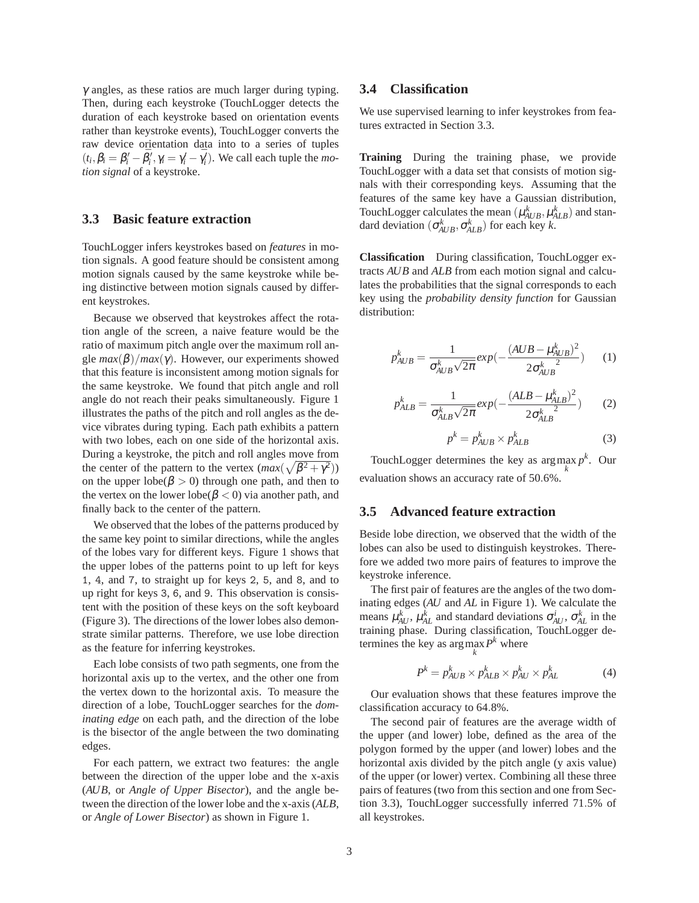$\gamma$ angles, as these ratios are much larger during typing. Then, during each keystroke (TouchLogger detects the duration of each keystroke based on orientation events rather than keystroke events), TouchLogger converts the raw device orientation data into to a series of tuples $(t_i, \beta_i = \beta_i' - \bar{\beta_i'}, \gamma_i = \gamma_i' - \bar{\gamma_i'})$. We call each tuple the *motion signal* of a keystroke.

## 3.3 Basic feature extraction

TouchLogger infers keystrokes based on *features* in motion signals. A good feature should be consistent among motion signals caused by the same keystroke while being distinctive between motion signals caused by different keystrokes.

Because we observed that keystrokes affect the rotation angle of the screen, a naive feature would be the ratio of maximum pitch angle over the maximum roll angle $max(\beta)/max(\gamma)$. However, our experiments showed that this feature is inconsistent among motion signals for the same keystroke. We found that pitch angle and roll angle do not reach their peaks simultaneously. Figure 1 illustrates the paths of the pitch and roll angles as the device vibrates during typing. Each path exhibits a pattern with two lobes, each on one side of the horizontal axis. During a keystroke, the pitch and roll angles move from the center of the pattern to the vertex ($max(\sqrt{\beta^2+\gamma^2})$) on the upper lobe($\beta > 0$) through one path, and then to the vertex on the lower lobe($\beta < 0$) via another path, and finally back to the center of the pattern.

We observed that the lobes of the patterns produced by the same key point to similar directions, while the angles of the lobes vary for different keys. Figure 1 shows that the upper lobes of the patterns point to up left for keys 1, 4, and 7, to straight up for keys 2, 5, and 8, and to up right for keys 3, 6, and 9. This observation is consistent with the position of these keys on the soft keyboard (Figure 3). The directions of the lower lobes also demonstrate similar patterns. Therefore, we use lobe direction as the feature for inferring keystrokes.

Each lobe consists of two path segments, one from the horizontal axis up to the vertex, and the other one from the vertex down to the horizontal axis. To measure the direction of a lobe, TouchLogger searches for the *dominating edge* on each path, and the direction of the lobe is the bisector of the angle between the two dominating edges.

For each pattern, we extract two features: the angle between the direction of the upper lobe and the x-axis (*AUB*, or *Angle of Upper Bisector*), and the angle between the direction of the lower lobe and the x-axis (*ALB*, or *Angle of Lower Bisector*) as shown in Figure 1.

## 3.4 Classification

We use supervised learning to infer keystrokes from features extracted in Section 3.3.

**Training** During the training phase, we provide TouchLogger with a data set that consists of motion signals with their corresponding keys. Assuming that the features of the same key have a Gaussian distribution, TouchLogger calculates the mean $(\mu_{AUB}^k, \mu_{ALB}^k)$ and standard deviation $(\sigma_{AUB}^k, \sigma_{ALB}^k)$ for each key $k$.

**Classification** During classification, TouchLogger extracts *AUB* and *ALB* from each motion signal and calculates the probabilities that the signal corresponds to each key using the *probability density function* for Gaussian distribution:

$$p_{AUB}^k = \frac{1}{\sigma_{AUB}^k\sqrt{2\pi}} exp(-\frac{(AUB-\mu_{AUB}^k)^2}{2{\sigma_{AUB}^k}^2}) \quad (1)$$

$$p_{ALB}^k = \frac{1}{\sigma_{ALB}^k\sqrt{2\pi}} exp(-\frac{(ALB-\mu_{ALB}^k)^2}{2{\sigma_{ALB}^k}^2}) \quad (2)$$

$$p^k = p_{AUB}^k \times p_{ALB}^k \quad (3)$$

TouchLogger determines the key as $\arg\max_k p^k$. Our evaluation shows an accuracy rate of 50.6%.

## 3.5 Advanced feature extraction

Beside lobe direction, we observed that the width of the lobes can also be used to distinguish keystrokes. Therefore we added two more pairs of features to improve the keystroke inference.

The first pair of features are the angles of the two dominating edges (*AU* and *AL* in Figure 1). We calculate the means $\mu_{AU}^k$, $\mu_{AL}^k$ and standard deviations $\sigma_{AU}^i$, $\sigma_{AL}^k$ in the training phase. During classification, TouchLogger determines the key as $\arg\max_k P^k$ where

$$P^k = p_{AUB}^k \times p_{ALB}^k \times p_{AU}^k \times p_{AL}^k \quad (4)$$

Our evaluation shows that these features improve the classification accuracy to 64.8%.

The second pair of features are the average width of the upper (and lower) lobe, defined as the area of the polygon formed by the upper (and lower) lobes and the horizontal axis divided by the pitch angle (y axis value) of the upper (or lower) vertex. Combining all these three pairs of features (two from this section and one from Section 3.3), TouchLogger successfully inferred 71.5% of all keystrokes.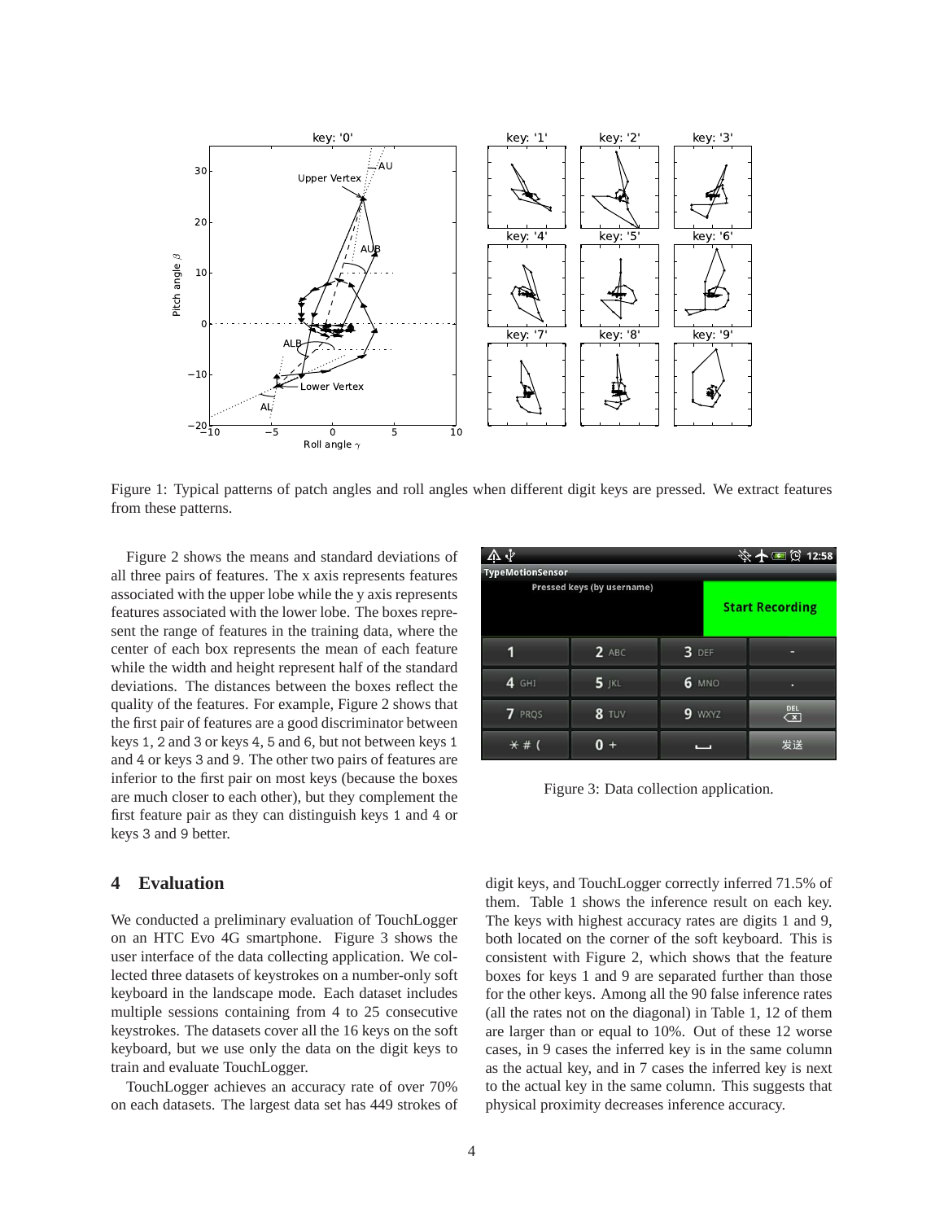Figure 1: Typical patterns of patch angles and roll angles when different digit keys are pressed. We extract features from these patterns.

Figure 2 shows the means and standard deviations of all three pairs of features. The x axis represents features associated with the upper lobe while the y axis represents features associated with the lower lobe. The boxes represent the range of features in the training data, where the center of each box represents the mean of each feature while the width and height represent half of the standard deviations. The distances between the boxes reflect the quality of the features. For example, Figure 2 shows that the first pair of features are a good discriminator between keys 1, 2 and 3 or keys 4, 5 and 6, but not between keys 1 and 4 or keys 3 and 9. The other two pairs of features are inferior to the first pair on most keys (because the boxes are much closer to each other), but they complement the first feature pair as they can distinguish keys 1 and 4 or keys 3 and 9 better.

Figure 3: Data collection application.

## 4 Evaluation

We conducted a preliminary evaluation of TouchLogger on an HTC Evo 4G smartphone. Figure 3 shows the user interface of the data collecting application. We collected three datasets of keystrokes on a number-only soft keyboard in the landscape mode. Each dataset includes multiple sessions containing from 4 to 25 consecutive keystrokes. The datasets cover all the 16 keys on the soft keyboard, but we use only the data on the digit keys to train and evaluate TouchLogger.

TouchLogger achieves an accuracy rate of over 70% on each datasets. The largest data set has 449 strokes of digit keys, and TouchLogger correctly inferred 71.5% of them. Table 1 shows the inference result on each key. The keys with highest accuracy rates are digits 1 and 9, both located on the corner of the soft keyboard. This is consistent with Figure 2, which shows that the feature boxes for keys 1 and 9 are separated further than those for the other keys. Among all the 90 false inference rates (all the rates not on the diagonal) in Table 1, 12 of them are larger than or equal to 10%. Out of these 12 worse cases, in 9 cases the inferred key is in the same column as the actual key, and in 7 cases the inferred key is next to the actual key in the same column. This suggests that physical proximity decreases inference accuracy.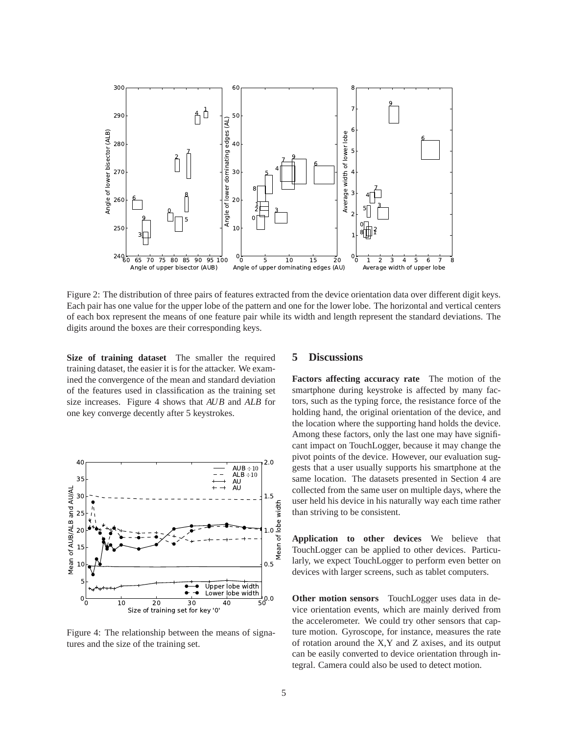Figure 2: The distribution of three pairs of features extracted from the device orientation data over different digit keys. Each pair has one value for the upper lobe of the pattern and one for the lower lobe. The horizontal and vertical centers of each box represent the means of one feature pair while its width and length represent the standard deviations. The digits around the boxes are their corresponding keys.

**Size of training dataset** The smaller the required training dataset, the easier it is for the attacker. We examined the convergence of the mean and standard deviation of the features used in classification as the training set size increases. Figure 4 shows that *AUB* and *ALB* for one key converge decently after 5 keystrokes.

Figure 4: The relationship between the means of signatures and the size of the training set.

## 5 Discussions

**Factors affecting accuracy rate** The motion of the smartphone during keystroke is affected by many factors, such as the typing force, the resistance force of the holding hand, the original orientation of the device, and the location where the supporting hand holds the device. Among these factors, only the last one may have significant impact on TouchLogger, because it may change the pivot points of the device. However, our evaluation suggests that a user usually supports his smartphone at the same location. The datasets presented in Section 4 are collected from the same user on multiple days, where the user held his device in his naturally way each time rather than striving to be consistent.

**Application to other devices** We believe that TouchLogger can be applied to other devices. Particularly, we expect TouchLogger to perform even better on devices with larger screens, such as tablet computers.

**Other motion sensors** TouchLogger uses data in device orientation events, which are mainly derived from the accelerometer. We could try other sensors that capture motion. Gyroscope, for instance, measures the rate of rotation around the X,Y and Z axises, and its output can be easily converted to device orientation through integral. Camera could also be used to detect motion.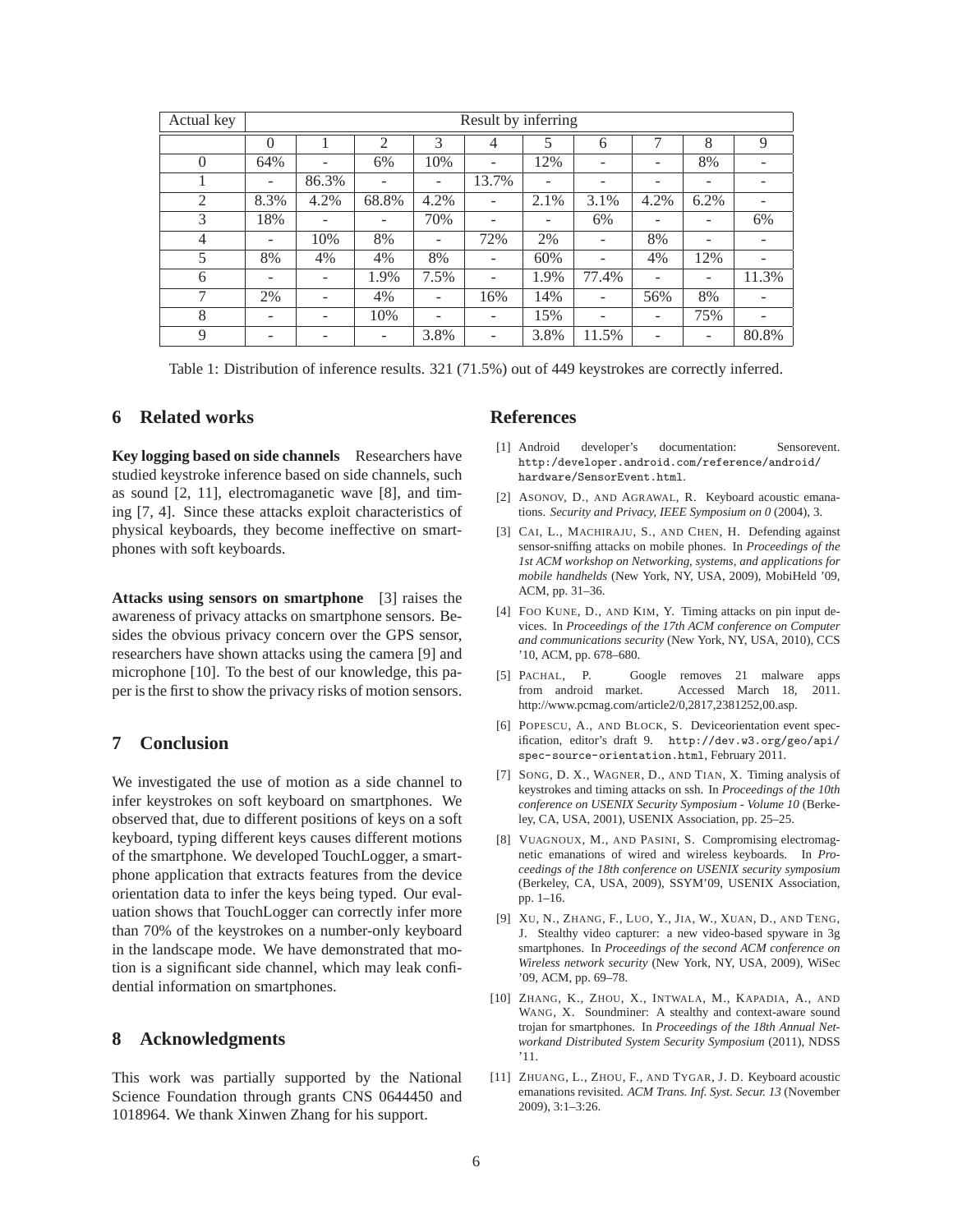| Actual key | Result by inferring | | | | | | | | | |
|---|---|---|---|---|---|---|---|---|---|---|
| | 0 | 1 | 2 | 3 | 4 | 5 | 6 | 7 | 8 | 9 |
| 0 | 64% | - | 6% | 10% | - | 12% | - | - | 8% | - |
| 1 | - | 86.3% | - | - | 13.7% | - | - | - | - | - |
| 2 | 8.3% | 4.2% | 68.8% | 4.2% | - | 2.1% | 3.1% | 4.2% | 6.2% | - |
| 3 | 18% | - | - | 70% | - | - | 6% | - | - | 6% |
| 4 | - | 10% | 8% | - | 72% | 2% | - | 8% | - | - |
| 5 | 8% | 4% | 4% | 8% | - | 60% | - | 4% | 12% | - |
| 6 | - | - | 1.9% | 7.5% | - | 1.9% | 77.4% | - | - | 11.3% |
| 7 | 2% | - | 4% | - | 16% | 14% | - | 56% | 8% | - |
| 8 | - | - | 10% | - | - | 15% | - | - | 75% | - |
| 9 | - | - | - | 3.8% | - | 3.8% | 11.5% | - | - | 80.8% |

Table 1: Distribution of inference results. 321 (71.5%) out of 449 keystrokes are correctly inferred.

## 6 Related works

**Key logging based on side channels** Researchers have studied keystroke inference based on side channels, such as sound [2, 11], electromaganetic wave [8], and timing [7, 4]. Since these attacks exploit characteristics of physical keyboards, they become ineffective on smartphones with soft keyboards.

**Attacks using sensors on smartphone** [3] raises the awareness of privacy attacks on smartphone sensors. Besides the obvious privacy concern over the GPS sensor, researchers have shown attacks using the camera [9] and microphone [10]. To the best of our knowledge, this paper is the first to show the privacy risks of motion sensors.

## 7 Conclusion

We investigated the use of motion as a side channel to infer keystrokes on soft keyboard on smartphones. We observed that, due to different positions of keys on a soft keyboard, typing different keys causes different motions of the smartphone. We developed TouchLogger, a smartphone application that extracts features from the device orientation data to infer the keys being typed. Our evaluation shows that TouchLogger can correctly infer more than 70% of the keystrokes on a number-only keyboard in the landscape mode. We have demonstrated that motion is a significant side channel, which may leak confidential information on smartphones.

## 8 Acknowledgments

This work was partially supported by the National Science Foundation through grants CNS 0644450 and 1018964. We thank Xinwen Zhang for his support.

## References

[1] Android developer's documentation: Sensorevent. `http://developer.android.com/reference/android/hardware/SensorEvent.html`.

[2] ASONOV, D., AND AGRAWAL, R. Keyboard acoustic emanations. *Security and Privacy, IEEE Symposium on 0* (2004), 3.

[3] CAI, L., MACHIRAJU, S., AND CHEN, H. Defending against sensor-sniffing attacks on mobile phones. In *Proceedings of the 1st ACM workshop on Networking, systems, and applications for mobile handhelds* (New York, NY, USA, 2009), MobiHeld '09, ACM, pp. 31–36.

[4] FOO KUNE, D., AND KIM, Y. Timing attacks on pin input devices. In *Proceedings of the 17th ACM conference on Computer and communications security* (New York, NY, USA, 2010), CCS '10, ACM, pp. 678–680.

[5] PACHAL, P. Google removes 21 malware apps from android market. Accessed March 18, 2011. http://www.pcmag.com/article2/0,2817,2381252,00.asp.

[6] POPESCU, A., AND BLOCK, S. Deviceorientation event specification, editor's draft 9. `http://dev.w3.org/geo/api/spec-source-orientation.html`, February 2011.

[7] SONG, D. X., WAGNER, D., AND TIAN, X. Timing analysis of keystrokes and timing attacks on ssh. In *Proceedings of the 10th conference on USENIX Security Symposium - Volume 10* (Berkeley, CA, USA, 2001), USENIX Association, pp. 25–25.

[8] VUAGNOUX, M., AND PASINI, S. Compromising electromagnetic emanations of wired and wireless keyboards. In *Proceedings of the 18th conference on USENIX security symposium* (Berkeley, CA, USA, 2009), SSYM'09, USENIX Association, pp. 1–16.

[9] XU, N., ZHANG, F., LUO, Y., JIA, W., XUAN, D., AND TENG, J. Stealthy video capturer: a new video-based spyware in 3g smartphones. In *Proceedings of the second ACM conference on Wireless network security* (New York, NY, USA, 2009), WiSec '09, ACM, pp. 69–78.

[10] ZHANG, K., ZHOU, X., INTWALA, M., KAPADIA, A., AND WANG, X. Soundminer: A stealthy and context-aware sound trojan for smartphones. In *Proceedings of the 18th Annual Networkand Distributed System Security Symposium* (2011), NDSS '11.

[11] ZHUANG, L., ZHOU, F., AND TYGAR, J. D. Keyboard acoustic emanations revisited. *ACM Trans. Inf. Syst. Secur. 13* (November 2009), 3:1–3:26.